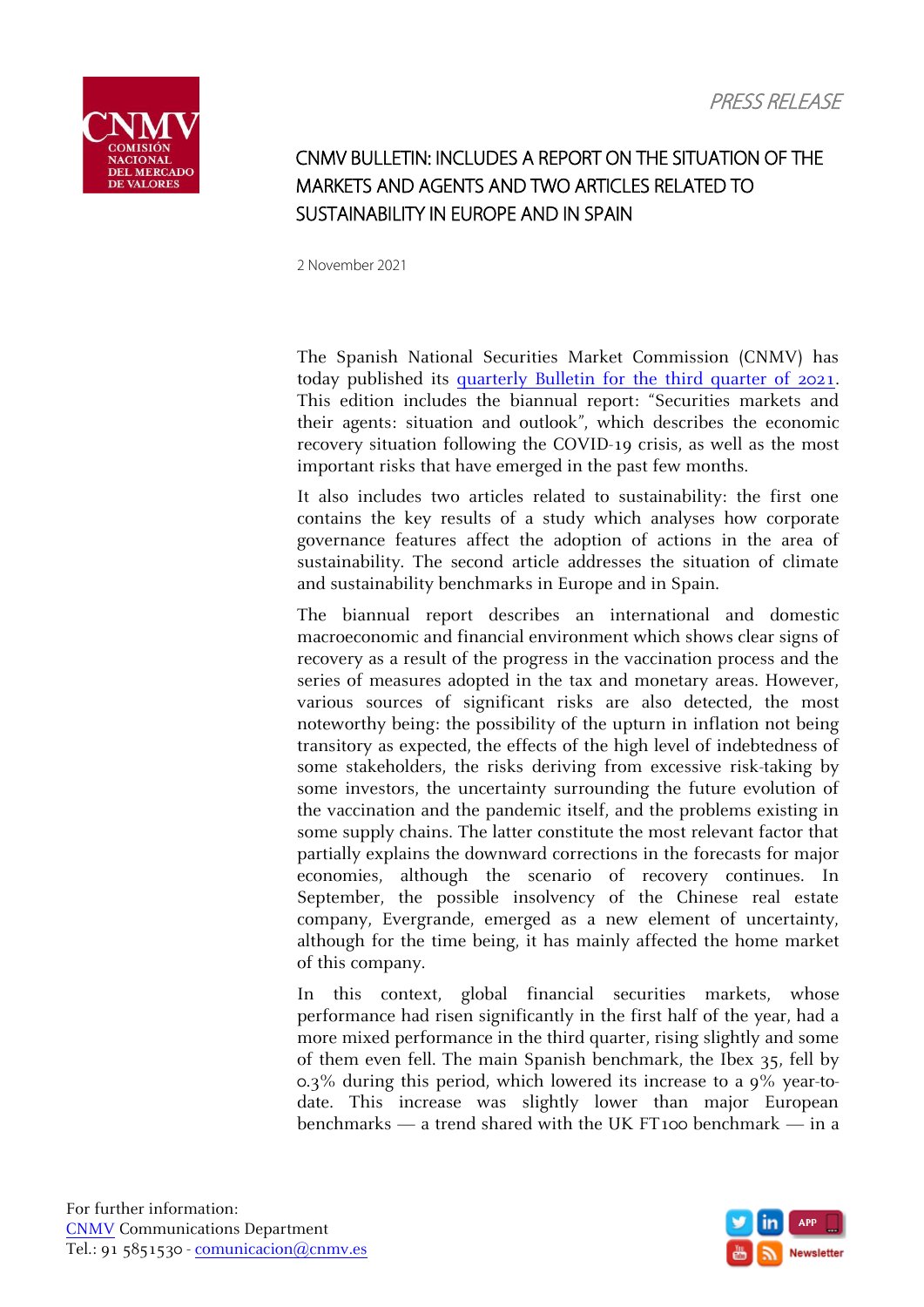PRESS RELEASE

# CNMV BULLETIN: INCLUDES A REPORT ON THE SITUATION OF THE MARKETS AND AGENTS AND TWO ARTICLES RELATED TO SUSTAINABILITY IN EUROPE AND IN SPAIN

2 November 2021

The Spanish National Securities Market Commission (CNMV) has today published its quarterly Bulletin for the third quarter of 2021. This edition includes the biannual report: "Securities markets and their agents: situation and outlook", which describes the economic recovery situation following the COVID-19 crisis, as well as the most important risks that have emerged in the past few months.

It also includes two articles related to sustainability: the first one contains the key results of a study which analyses how corporate governance features affect the adoption of actions in the area of sustainability. The second article addresses the situation of climate and sustainability benchmarks in Europe and in Spain.

The biannual report describes an international and domestic macroeconomic and financial environment which shows clear signs of recovery as a result of the progress in the vaccination process and the series of measures adopted in the tax and monetary areas. However, various sources of significant risks are also detected, the most noteworthy being: the possibility of the upturn in inflation not being transitory as expected, the effects of the high level of indebtedness of some stakeholders, the risks deriving from excessive risk-taking by some investors, the uncertainty surrounding the future evolution of the vaccination and the pandemic itself, and the problems existing in some supply chains. The latter constitute the most relevant factor that partially explains the downward corrections in the forecasts for major economies, although the scenario of recovery continues. In September, the possible insolvency of the Chinese real estate company, Evergrande, emerged as a new element of uncertainty, although for the time being, it has mainly affected the home market of this company.

In this context, global financial securities markets, whose performance had risen significantly in the first half of the year, had a more mixed performance in the third quarter, rising slightly and some of them even fell. The main Spanish benchmark, the Ibex 35, fell by 0.3% during this period, which lowered its increase to a 9% year-to-date. This increase was slightly lower than major European benchmarks — a trend shared with the UK FT100 benchmark — in a

For further information:
CNMV Communications Department
Tel.: 91 5851530 - comunicacion@cnmv.es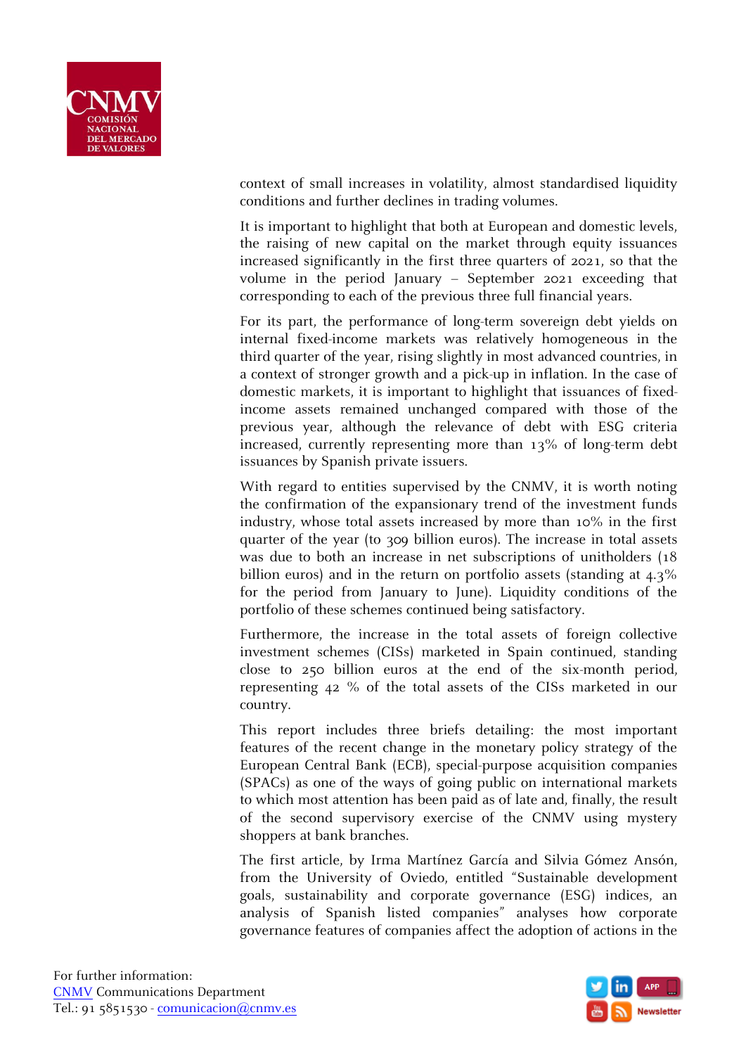context of small increases in volatility, almost standardised liquidity conditions and further declines in trading volumes.

It is important to highlight that both at European and domestic levels, the raising of new capital on the market through equity issuances increased significantly in the first three quarters of 2021, so that the volume in the period January – September 2021 exceeding that corresponding to each of the previous three full financial years.

For its part, the performance of long-term sovereign debt yields on internal fixed-income markets was relatively homogeneous in the third quarter of the year, rising slightly in most advanced countries, in a context of stronger growth and a pick-up in inflation. In the case of domestic markets, it is important to highlight that issuances of fixed-income assets remained unchanged compared with those of the previous year, although the relevance of debt with ESG criteria increased, currently representing more than 13% of long-term debt issuances by Spanish private issuers.

With regard to entities supervised by the CNMV, it is worth noting the confirmation of the expansionary trend of the investment funds industry, whose total assets increased by more than 10% in the first quarter of the year (to 309 billion euros). The increase in total assets was due to both an increase in net subscriptions of unitholders (18 billion euros) and in the return on portfolio assets (standing at 4.3% for the period from January to June). Liquidity conditions of the portfolio of these schemes continued being satisfactory.

Furthermore, the increase in the total assets of foreign collective investment schemes (CISs) marketed in Spain continued, standing close to 250 billion euros at the end of the six-month period, representing 42 % of the total assets of the CISs marketed in our country.

This report includes three briefs detailing: the most important features of the recent change in the monetary policy strategy of the European Central Bank (ECB), special-purpose acquisition companies (SPACs) as one of the ways of going public on international markets to which most attention has been paid as of late and, finally, the result of the second supervisory exercise of the CNMV using mystery shoppers at bank branches.

The first article, by Irma Martínez García and Silvia Gómez Ansón, from the University of Oviedo, entitled "Sustainable development goals, sustainability and corporate governance (ESG) indices, an analysis of Spanish listed companies" analyses how corporate governance features of companies affect the adoption of actions in the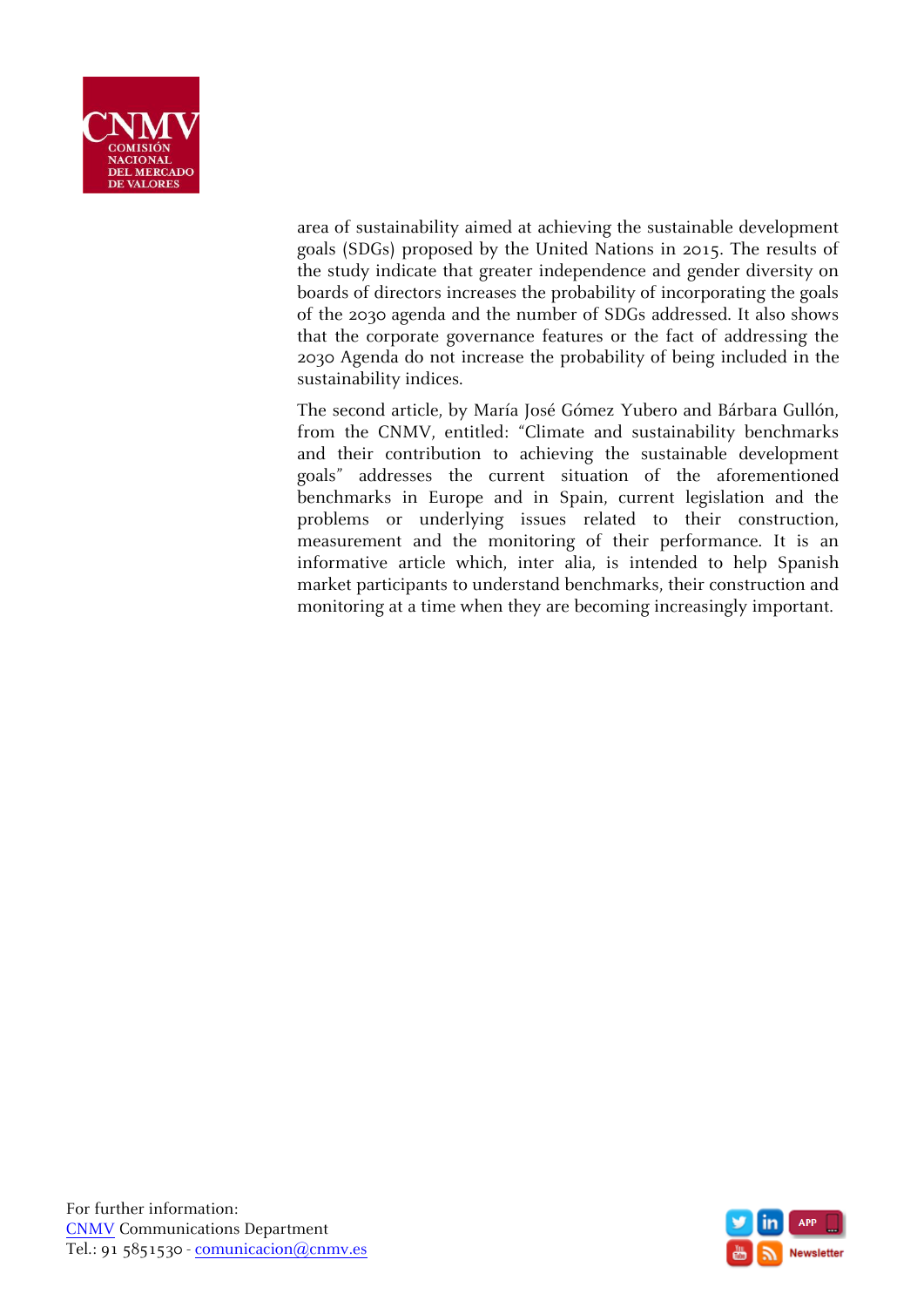area of sustainability aimed at achieving the sustainable development goals (SDGs) proposed by the United Nations in 2015. The results of the study indicate that greater independence and gender diversity on boards of directors increases the probability of incorporating the goals of the 2030 agenda and the number of SDGs addressed. It also shows that the corporate governance features or the fact of addressing the 2030 Agenda do not increase the probability of being included in the sustainability indices.

The second article, by María José Gómez Yubero and Bárbara Gullón, from the CNMV, entitled: "Climate and sustainability benchmarks and their contribution to achieving the sustainable development goals" addresses the current situation of the aforementioned benchmarks in Europe and in Spain, current legislation and the problems or underlying issues related to their construction, measurement and the monitoring of their performance. It is an informative article which, inter alia, is intended to help Spanish market participants to understand benchmarks, their construction and monitoring at a time when they are becoming increasingly important.

For further information:
CNMV Communications Department
Tel.: 91 5851530 - comunicacion@cnmv.es